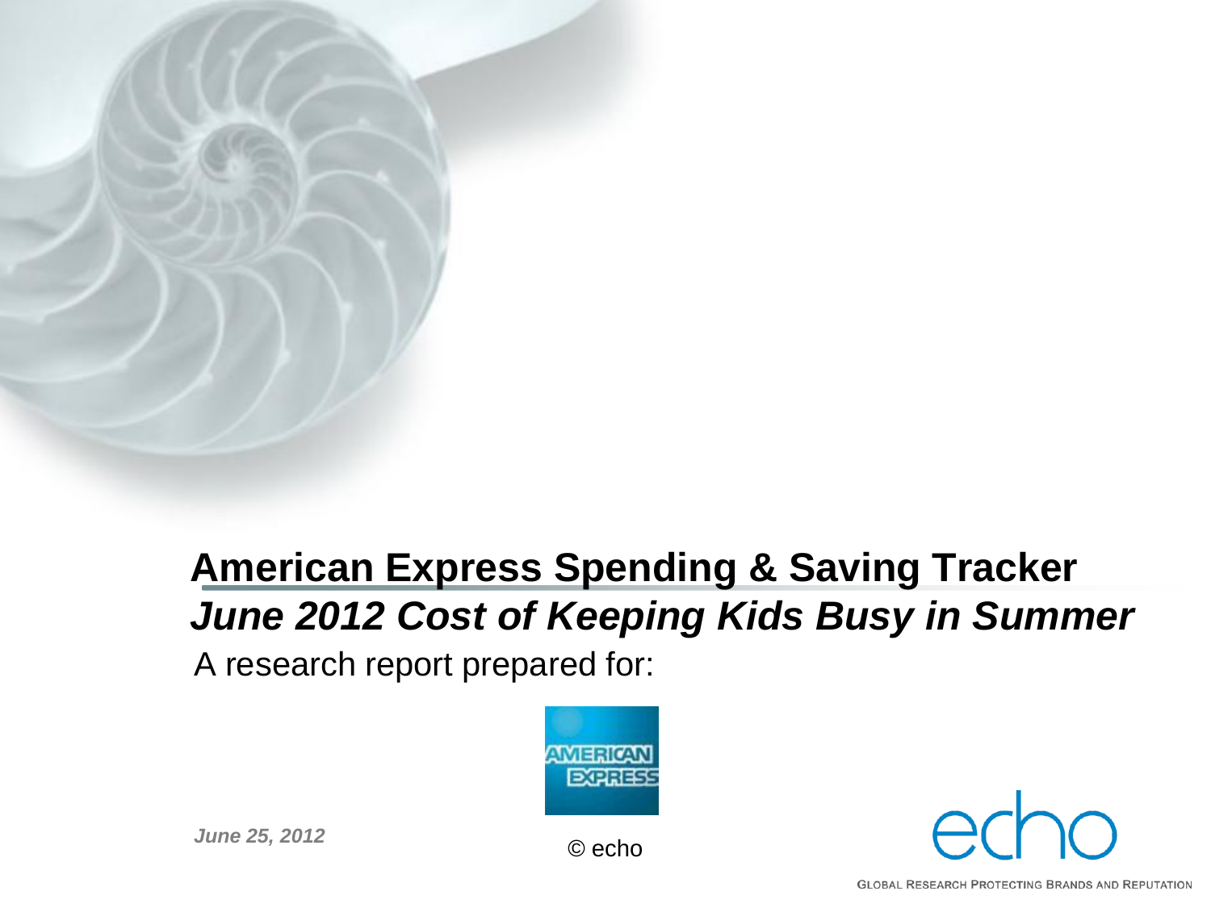# American Express Spending & Saving Tracker

## *June 2012 Cost of Keeping Kids Busy in Summer*

A research report prepared for:

AMERICAN EXPRESS

*June 25, 2012*

© echo

echo

GLOBAL RESEARCH PROTECTING BRANDS AND REPUTATION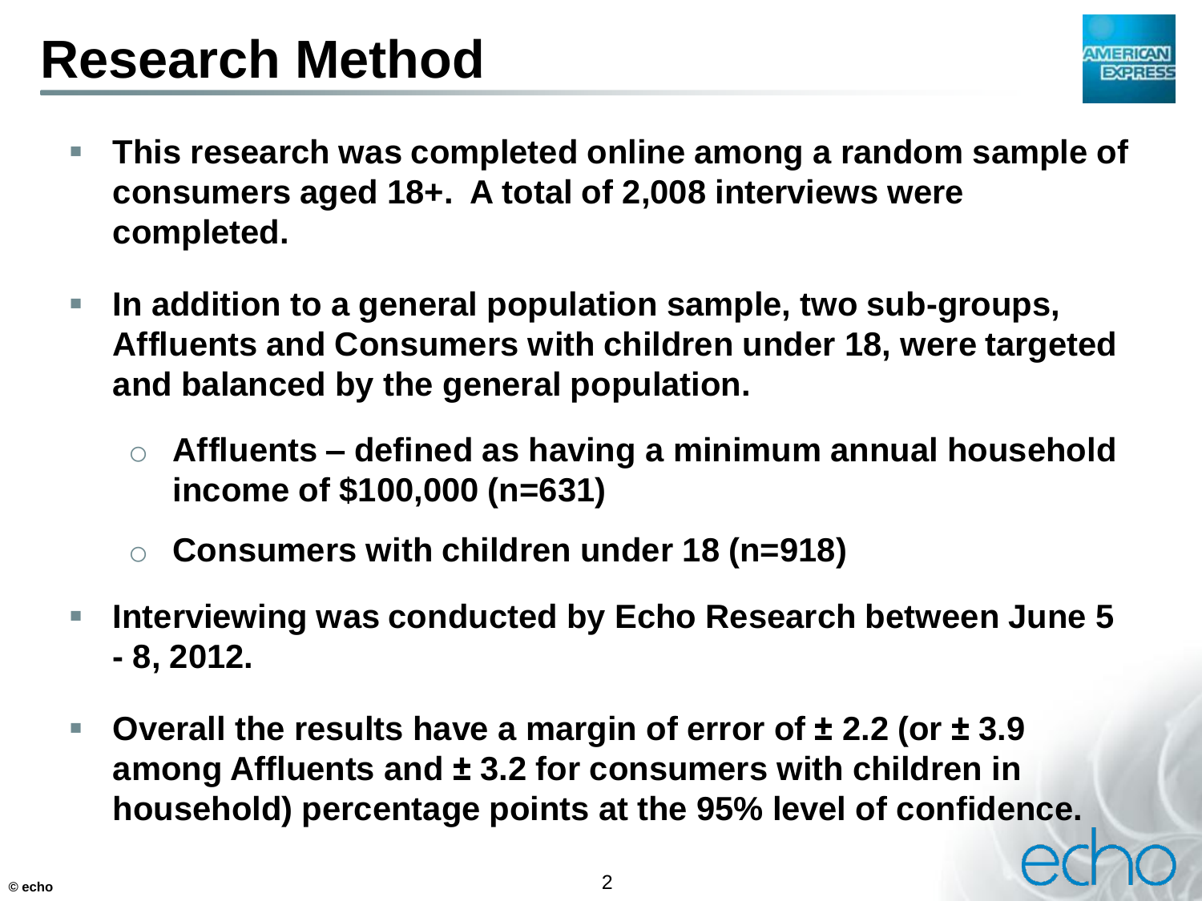# Research Method

- **This research was completed online among a random sample of consumers aged 18+. A total of 2,008 interviews were completed.**
- **In addition to a general population sample, two sub-groups, Affluents and Consumers with children under 18, were targeted and balanced by the general population.**
    - **Affluents – defined as having a minimum annual household income of $100,000 (n=631)**
    - **Consumers with children under 18 (n=918)**
- **Interviewing was conducted by Echo Research between June 5 - 8, 2012.**
- **Overall the results have a margin of error of ± 2.2 (or ± 3.9 among Affluents and ± 3.2 for consumers with children in household) percentage points at the 95% level of confidence.**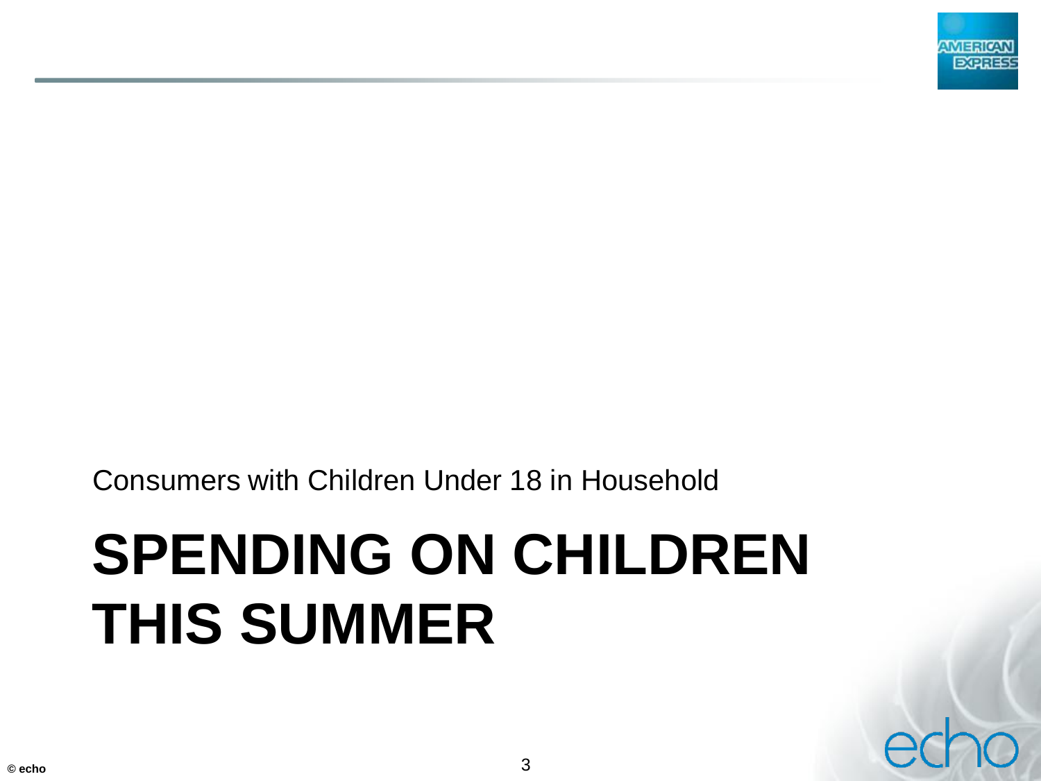Consumers with Children Under 18 in Household

# SPENDING ON CHILDREN THIS SUMMER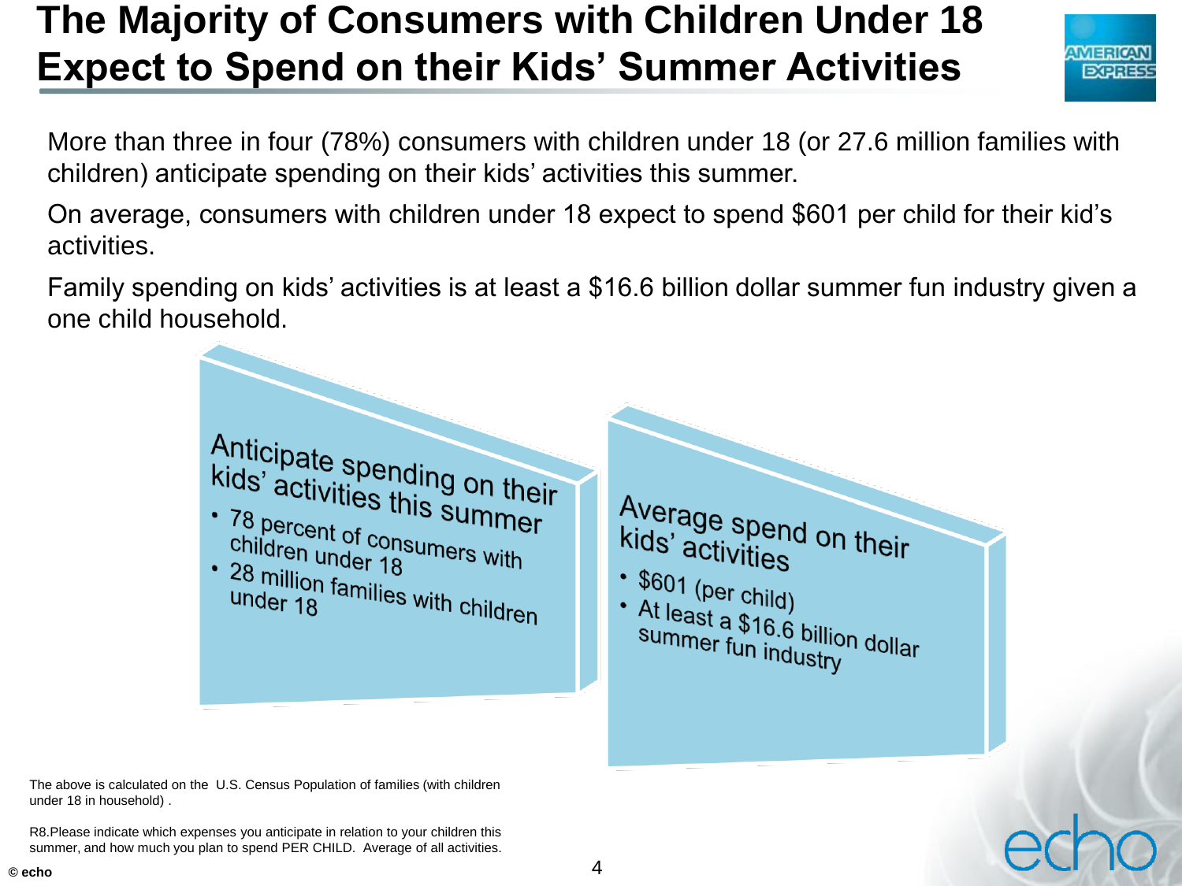# The Majority of Consumers with Children Under 18 Expect to Spend on their Kids' Summer Activities

More than three in four (78%) consumers with children under 18 (or 27.6 million families with children) anticipate spending on their kids' activities this summer.

On average, consumers with children under 18 expect to spend $601 per child for their kid's activities.

Family spending on kids' activities is at least a $16.6 billion dollar summer fun industry given a one child household.

**Anticipate spending on their kids' activities this summer**

- 78 percent of consumers with children under 18
- 28 million families with children under 18

**Average spend on their kids' activities**

- $601 (per child)
- At least a $16.6 billion dollar summer fun industry

The above is calculated on the U.S. Census Population of families (with children under 18 in household) .

R8.Please indicate which expenses you anticipate in relation to your children this summer, and how much you plan to spend PER CHILD. Average of all activities.

© echo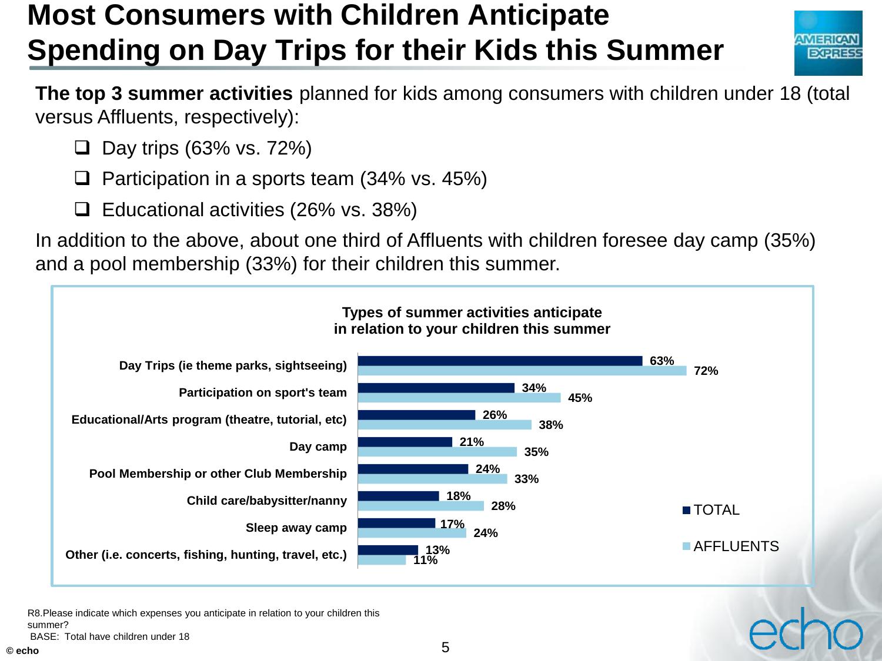# Most Consumers with Children Anticipate Spending on Day Trips for their Kids this Summer

**The top 3 summer activities** planned for kids among consumers with children under 18 (total versus Affluents, respectively):

- Day trips (63% vs. 72%)
- Participation in a sports team (34% vs. 45%)
- Educational activities (26% vs. 38%)

In addition to the above, about one third of Affluents with children foresee day camp (35%) and a pool membership (33%) for their children this summer.

**Types of summer activities anticipate in relation to your children this summer**

| Activity | TOTAL | AFFLUENTS |
|---|---|---|
| Day Trips (ie theme parks, sightseeing) | 63% | 72% |
| Participation on sport's team | 34% | 45% |
| Educational/Arts program (theatre, tutorial, etc) | 26% | 38% |
| Day camp | 21% | 35% |
| Pool Membership or other Club Membership | 24% | 33% |
| Child care/babysitter/nanny | 18% | 28% |
| Sleep away camp | 17% | 24% |
| Other (i.e. concerts, fishing, hunting, travel, etc.) | 13% | 11% |

R8.Please indicate which expenses you anticipate in relation to your children this summer?
BASE: Total have children under 18

© echo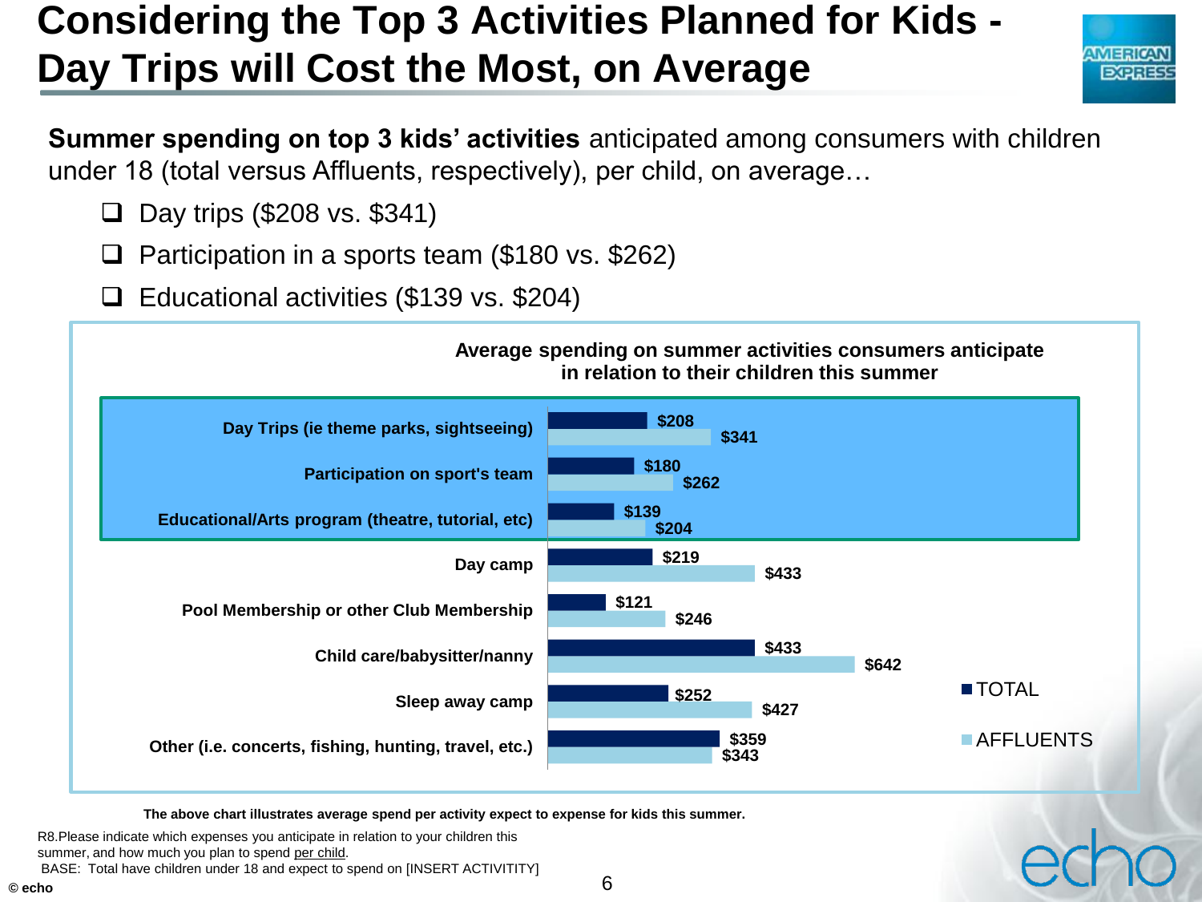# Considering the Top 3 Activities Planned for Kids - Day Trips will Cost the Most, on Average

**Summer spending on top 3 kids' activities** anticipated among consumers with children under 18 (total versus Affluents, respectively), per child, on average…

- Day trips ($208 vs. $341)
- Participation in a sports team ($180 vs. $262)
- Educational activities ($139 vs. $204)

**Average spending on summer activities consumers anticipate in relation to their children this summer**

| Activity | TOTAL | AFFLUENTS |
|---|---|---|
| Day Trips (ie theme parks, sightseeing) | $208 | $341 |
| Participation on sport's team | $180 | $262 |
| Educational/Arts program (theatre, tutorial, etc) | $139 | $204 |
| Day camp | $219 | $433 |
| Pool Membership or other Club Membership | $121 | $246 |
| Child care/babysitter/nanny | $433 | $642 |
| Sleep away camp | $252 | $427 |
| Other (i.e. concerts, fishing, hunting, travel, etc.) | $359 | $343 |

**The above chart illustrates average spend per activity expect to expense for kids this summer.**

R8.Please indicate which expenses you anticipate in relation to your children this summer, and how much you plan to spend per child.
BASE: Total have children under 18 and expect to spend on [INSERT ACTIVITITY]

© echo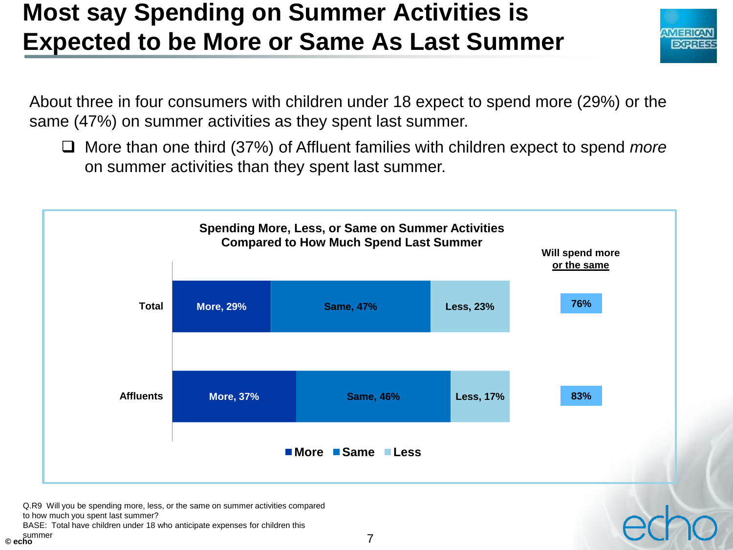# Most say Spending on Summer Activities is Expected to be More or Same As Last Summer

About three in four consumers with children under 18 expect to spend more (29%) or the same (47%) on summer activities as they spent last summer.

- More than one third (37%) of Affluent families with children expect to spend *more* on summer activities than they spent last summer.

**Spending More, Less, or Same on Summer Activities Compared to How Much Spend Last Summer**

|  | More | Same | Less | Will spend more or the same |
|---|---|---|---|---|
| Total | 29% | 47% | 23% | 76% |
| Affluents | 37% | 46% | 17% | 83% |

Q.R9 Will you be spending more, less, or the same on summer activities compared to how much you spent last summer?
BASE: Total have children under 18 who anticipate expenses for children this summer

© echo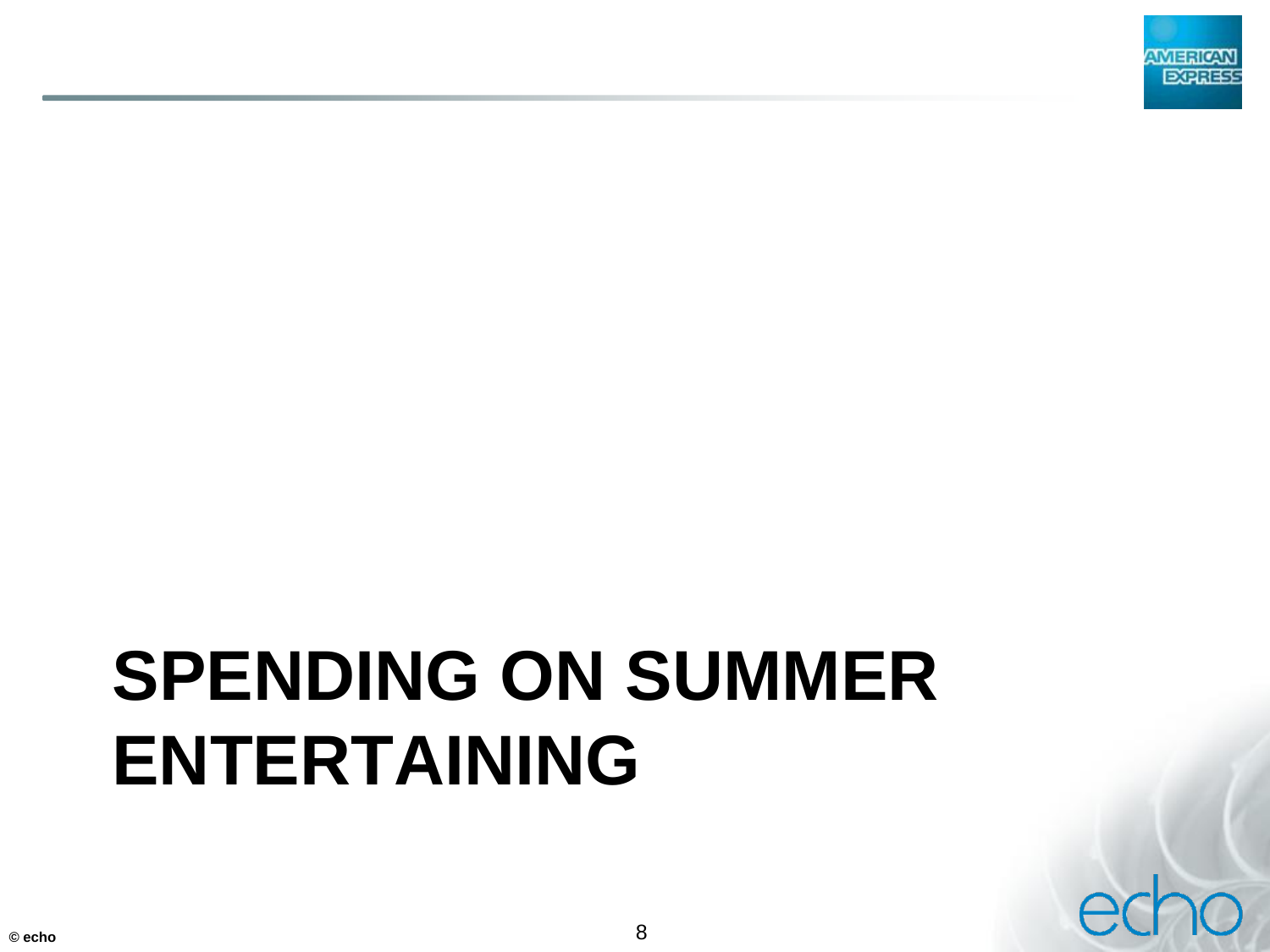# SPENDING ON SUMMER ENTERTAINING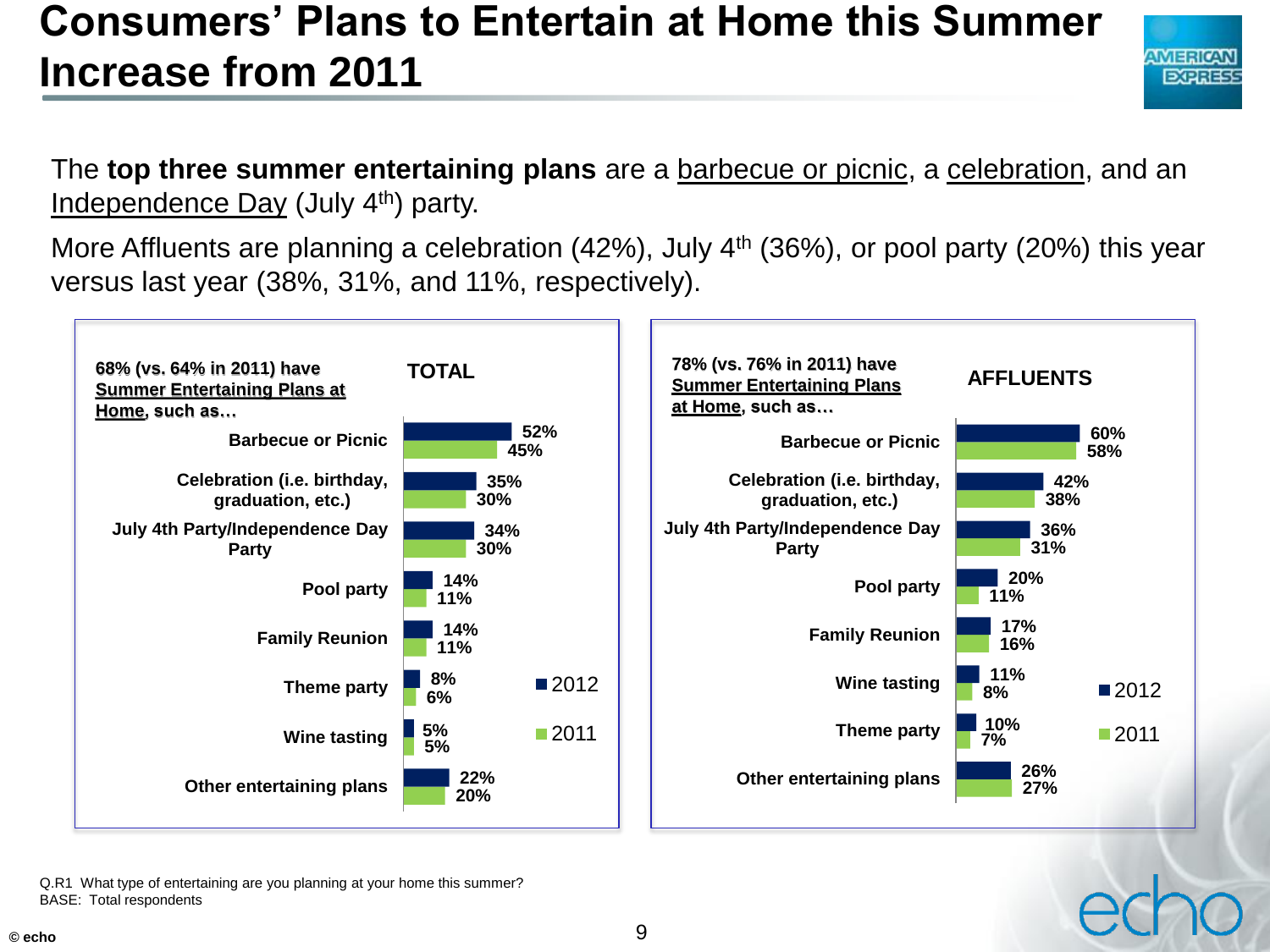# Consumers' Plans to Entertain at Home this Summer Increase from 2011

The **top three summer entertaining plans** are a barbecue or picnic, a celebration, and an Independence Day (July 4th) party.

More Affluents are planning a celebration (42%), July 4th (36%), or pool party (20%) this year versus last year (38%, 31%, and 11%, respectively).

**TOTAL**

68% (vs. 64% in 2011) have Summer Entertaining Plans at Home, such as…

| Plan | 2012 | 2011 |
|---|---|---|
| Barbecue or Picnic | 52% | 45% |
| Celebration (i.e. birthday, graduation, etc.) | 35% | 30% |
| July 4th Party/Independence Day Party | 34% | 30% |
| Pool party | 14% | 11% |
| Family Reunion | 14% | 11% |
| Theme party | 8% | 6% |
| Wine tasting | 5% | 5% |
| Other entertaining plans | 22% | 20% |

**AFFLUENTS**

78% (vs. 76% in 2011) have Summer Entertaining Plans at Home, such as…

| Plan | 2012 | 2011 |
|---|---|---|
| Barbecue or Picnic | 60% | 58% |
| Celebration (i.e. birthday, graduation, etc.) | 42% | 38% |
| July 4th Party/Independence Day Party | 36% | 31% |
| Pool party | 20% | 11% |
| Family Reunion | 17% | 16% |
| Wine tasting | 11% | 8% |
| Theme party | 10% | 7% |
| Other entertaining plans | 26% | 27% |

Q.R1 What type of entertaining are you planning at your home this summer?
BASE: Total respondents

© echo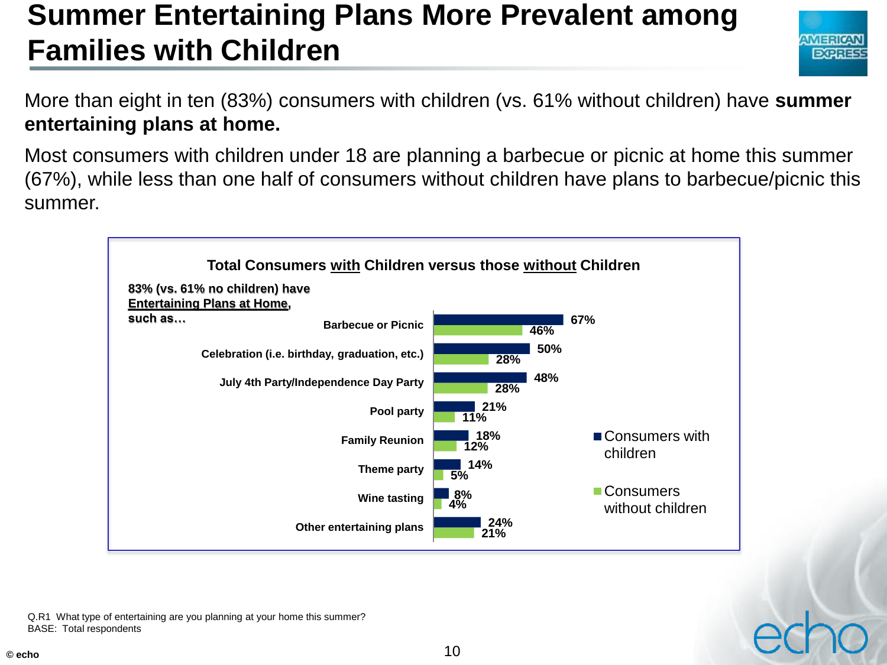# Summer Entertaining Plans More Prevalent among Families with Children

More than eight in ten (83%) consumers with children (vs. 61% without children) have **summer entertaining plans at home.**

Most consumers with children under 18 are planning a barbecue or picnic at home this summer (67%), while less than one half of consumers without children have plans to barbecue/picnic this summer.

**Total Consumers with Children versus those without Children**

**83% (vs. 61% no children) have Entertaining Plans at Home, such as…**

| | Consumers with children | Consumers without children |
|---|---|---|
| Barbecue or Picnic | 67% | 46% |
| Celebration (i.e. birthday, graduation, etc.) | 50% | 28% |
| July 4th Party/Independence Day Party | 48% | 28% |
| Pool party | 21% | 11% |
| Family Reunion | 18% | 12% |
| Theme party | 14% | 5% |
| Wine tasting | 8% | 4% |
| Other entertaining plans | 24% | 21% |

Q.R1 What type of entertaining are you planning at your home this summer?
BASE: Total respondents

© echo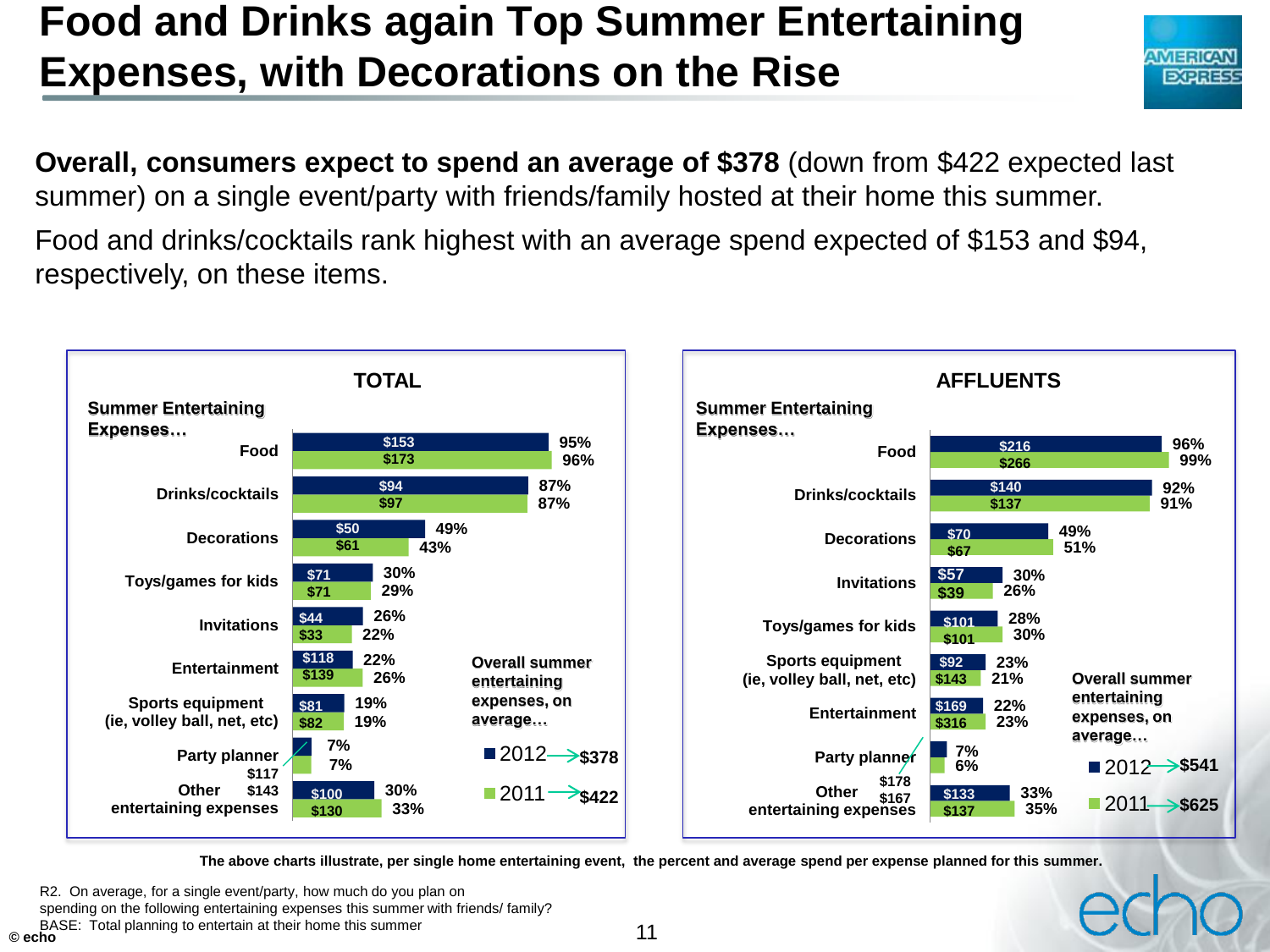# Food and Drinks again Top Summer Entertaining Expenses, with Decorations on the Rise

**Overall, consumers expect to spend an average of $378** (down from $422 expected last summer) on a single event/party with friends/family hosted at their home this summer.

Food and drinks/cocktails rank highest with an average spend expected of $153 and $94, respectively, on these items.

## TOTAL

Summer Entertaining Expenses…

| Expense | 2012 Spend | 2012 % | 2011 Spend | 2011 % |
|---|---|---|---|---|
| Food | $153 | 95% | $173 | 96% |
| Drinks/cocktails | $94 | 87% | $97 | 87% |
| Decorations | $50 | 49% | $61 | 43% |
| Toys/games for kids | $71 | 30% | $71 | 29% |
| Invitations | $44 | 26% | $33 | 22% |
| Entertainment | $118 | 22% | $139 | 26% |
| Sports equipment (ie, volley ball, net, etc) | $81 | 19% | $82 | 19% |
| Party planner | $117 | 7% | $143 | 7% |
| Other entertaining expenses | $100 | 30% | $130 | 33% |

Overall summer entertaining expenses, on average…
- 2012 → $378
- 2011 → $422

## AFFLUENTS

Summer Entertaining Expenses…

| Expense | 2012 Spend | 2012 % | 2011 Spend | 2011 % |
|---|---|---|---|---|
| Food | $216 | 96% | $266 | 99% |
| Drinks/cocktails | $140 | 92% | $137 | 91% |
| Decorations | $70 | 49% | $67 | 51% |
| Invitations | $57 | 30% | $39 | 26% |
| Toys/games for kids | $101 | 28% | $101 | 30% |
| Sports equipment (ie, volley ball, net, etc) | $92 | 23% | $143 | 21% |
| Entertainment | $169 | 22% | $316 | 23% |
| Party planner | $178 | 7% | $167 | 6% |
| Other entertaining expenses | $133 | 33% | $137 | 35% |

Overall summer entertaining expenses, on average…
- 2012 → $541
- 2011 → $625

**The above charts illustrate, per single home entertaining event, the percent and average spend per expense planned for this summer.**

R2. On average, for a single event/party, how much do you plan on spending on the following entertaining expenses this summer with friends/ family?
BASE: Total planning to entertain at their home this summer

© echo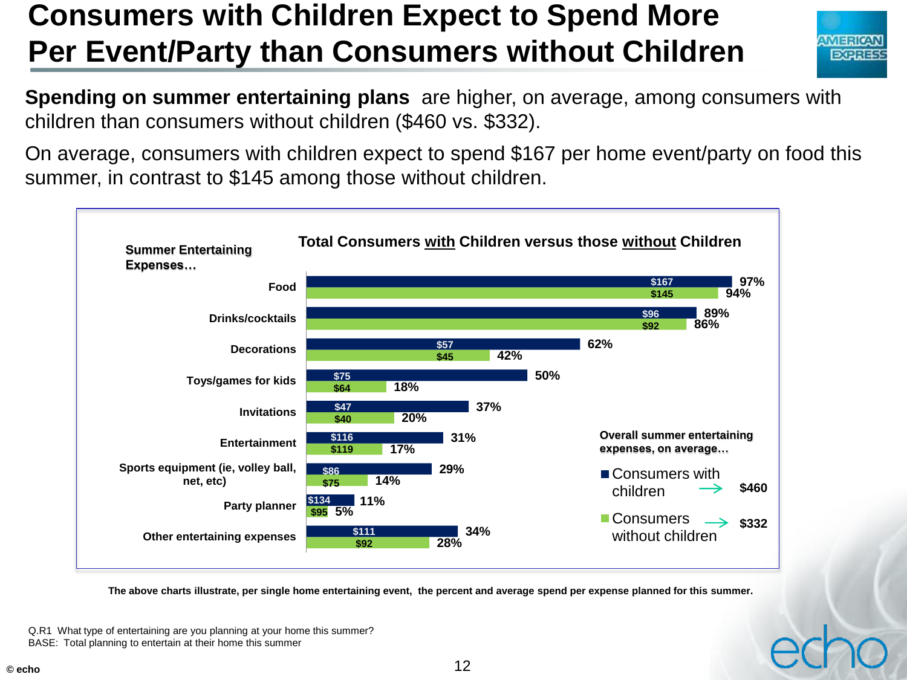# Consumers with Children Expect to Spend More Per Event/Party than Consumers without Children

**Spending on summer entertaining plans** are higher, on average, among consumers with children than consumers without children ($460 vs. $332).

On average, consumers with children expect to spend $167 per home event/party on food this summer, in contrast to $145 among those without children.

**Total Consumers with Children versus those without Children**

| Summer Entertaining Expenses… | With children: avg spend | With children: % | Without children: avg spend | Without children: % |
|---|---|---|---|---|
| Food | $167 | 97% | $145 | 94% |
| Drinks/cocktails | $96 | 89% | $92 | 86% |
| Decorations | $57 | 62% | $45 | 42% |
| Toys/games for kids | $75 | 50% | $64 | 18% |
| Invitations | $47 | 37% | $40 | 20% |
| Entertainment | $116 | 31% | $119 | 17% |
| Sports equipment (ie, volley ball, net, etc) | $86 | 29% | $75 | 14% |
| Party planner | $134 | 11% | $95 | 5% |
| Other entertaining expenses | $111 | 34% | $92 | 28% |

**Overall summer entertaining expenses, on average…**

- Consumers with children → $460
- Consumers without children → $332

**The above charts illustrate, per single home entertaining event, the percent and average spend per expense planned for this summer.**

Q.R1 What type of entertaining are you planning at your home this summer?
BASE: Total planning to entertain at their home this summer

© echo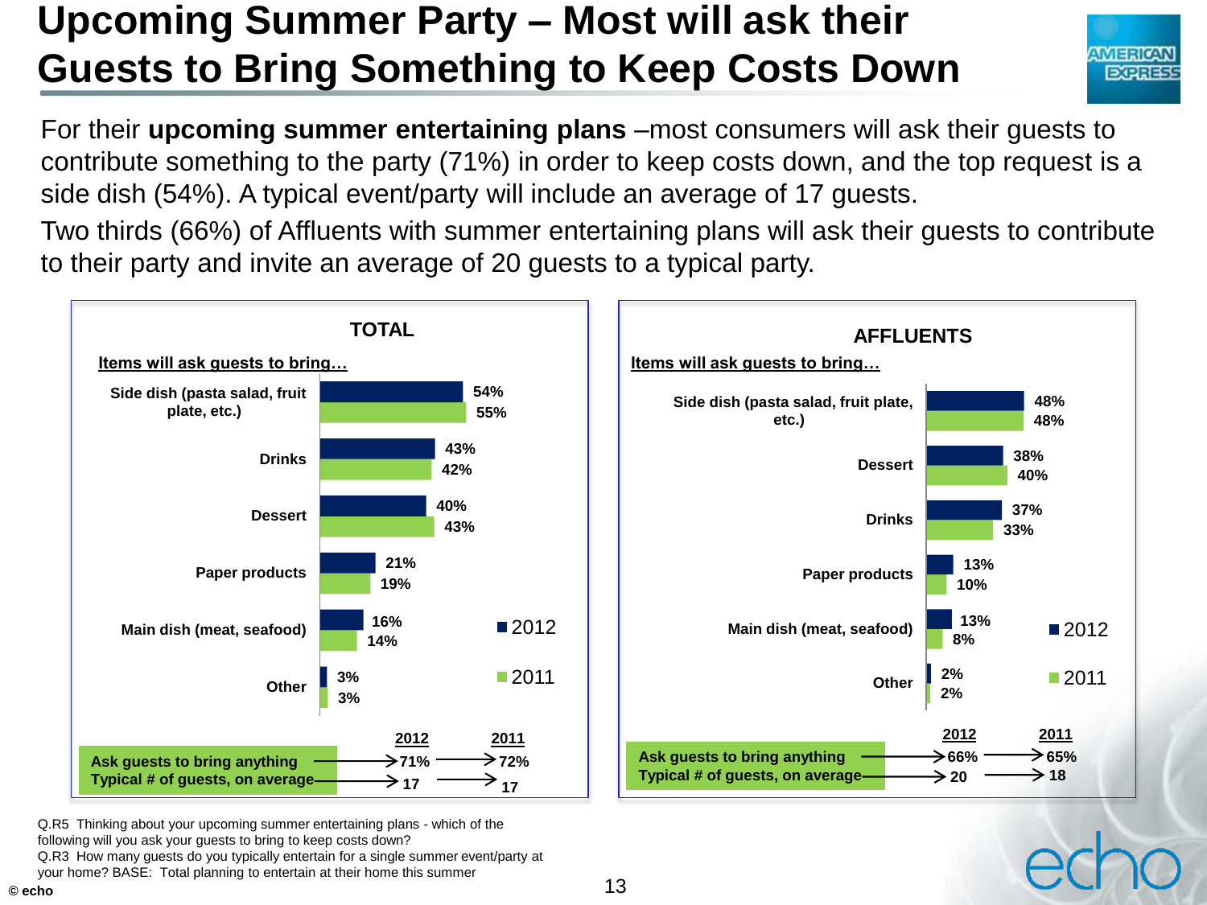# Upcoming Summer Party – Most will ask their Guests to Bring Something to Keep Costs Down

For their **upcoming summer entertaining plans** –most consumers will ask their guests to contribute something to the party (71%) in order to keep costs down, and the top request is a side dish (54%). A typical event/party will include an average of 17 guests.

Two thirds (66%) of Affluents with summer entertaining plans will ask their guests to contribute to their party and invite an average of 20 guests to a typical party.

## TOTAL

**Items will ask guests to bring…**

| Item | 2012 | 2011 |
|---|---|---|
| Side dish (pasta salad, fruit plate, etc.) | 54% | 55% |
| Drinks | 43% | 42% |
| Dessert | 40% | 43% |
| Paper products | 21% | 19% |
| Main dish (meat, seafood) | 16% | 14% |
| Other | 3% | 3% |

| | 2012 | 2011 |
|---|---|---|
| Ask guests to bring anything | 71% | 72% |
| Typical # of guests, on average | 17 | 17 |

## AFFLUENTS

**Items will ask guests to bring…**

| Item | 2012 | 2011 |
|---|---|---|
| Side dish (pasta salad, fruit plate, etc.) | 48% | 48% |
| Dessert | 38% | 40% |
| Drinks | 37% | 33% |
| Paper products | 13% | 10% |
| Main dish (meat, seafood) | 13% | 8% |
| Other | 2% | 2% |

| | 2012 | 2011 |
|---|---|---|
| Ask guests to bring anything | 66% | 65% |
| Typical # of guests, on average | 20 | 18 |

Q.R5 Thinking about your upcoming summer entertaining plans - which of the following will you ask your guests to bring to keep costs down?
Q.R3 How many guests do you typically entertain for a single summer event/party at your home? BASE: Total planning to entertain at their home this summer

© echo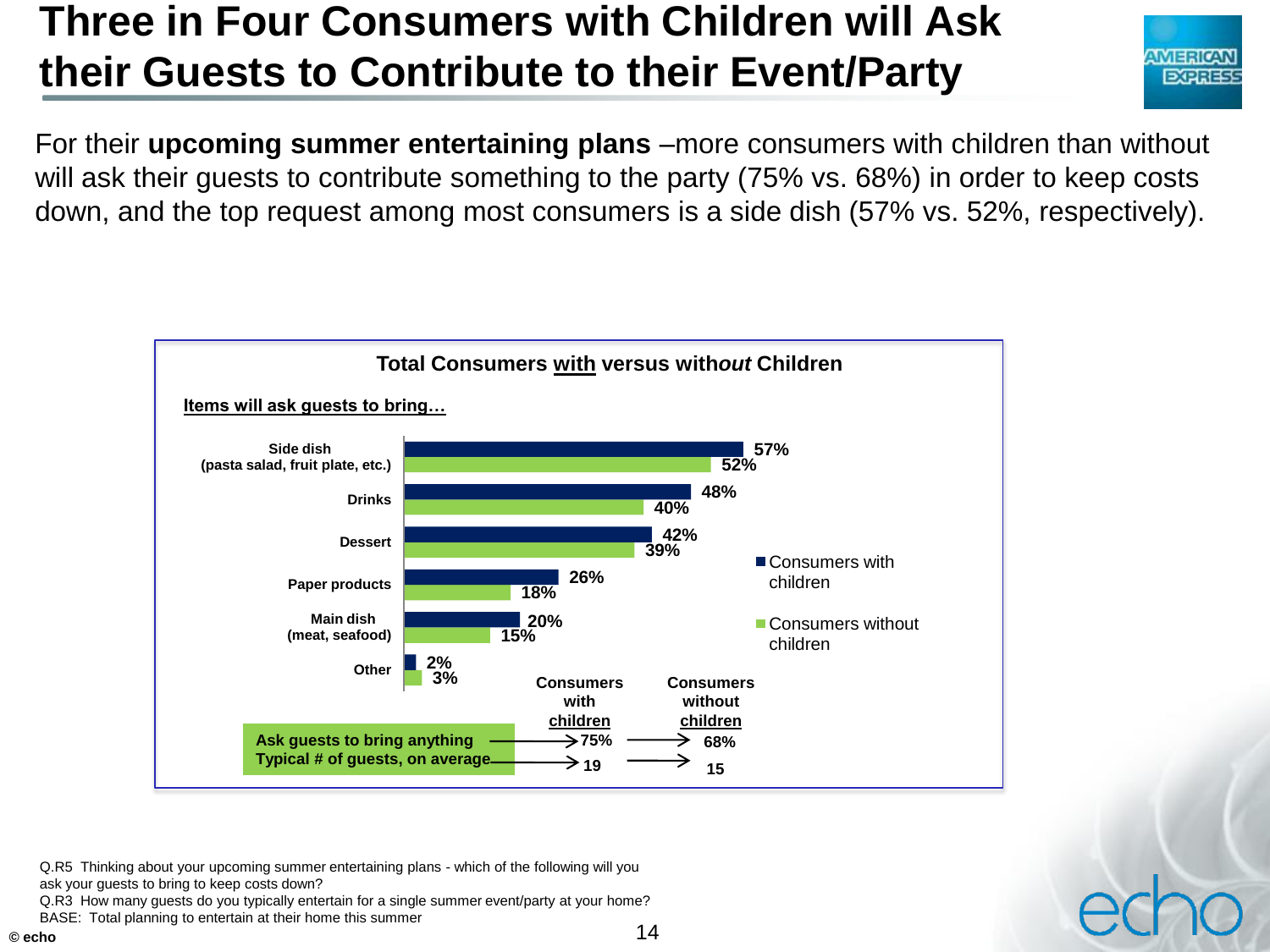# Three in Four Consumers with Children will Ask their Guests to Contribute to their Event/Party

For their **upcoming summer entertaining plans** –more consumers with children than without will ask their guests to contribute something to the party (75% vs. 68%) in order to keep costs down, and the top request among most consumers is a side dish (57% vs. 52%, respectively).

**Total Consumers with versus without Children**

**Items will ask guests to bring…**

| Item | Consumers with children | Consumers without children |
|---|---|---|
| Side dish (pasta salad, fruit plate, etc.) | 57% | 52% |
| Drinks | 48% | 40% |
| Dessert | 42% | 39% |
| Paper products | 26% | 18% |
| Main dish (meat, seafood) | 20% | 15% |
| Other | 2% | 3% |

| | Consumers with children | Consumers without children |
|---|---|---|
| Ask guests to bring anything | 75% | 68% |
| Typical # of guests, on average | 19 | 15 |

Q.R5 Thinking about your upcoming summer entertaining plans - which of the following will you ask your guests to bring to keep costs down?
Q.R3 How many guests do you typically entertain for a single summer event/party at your home?
BASE: Total planning to entertain at their home this summer

© echo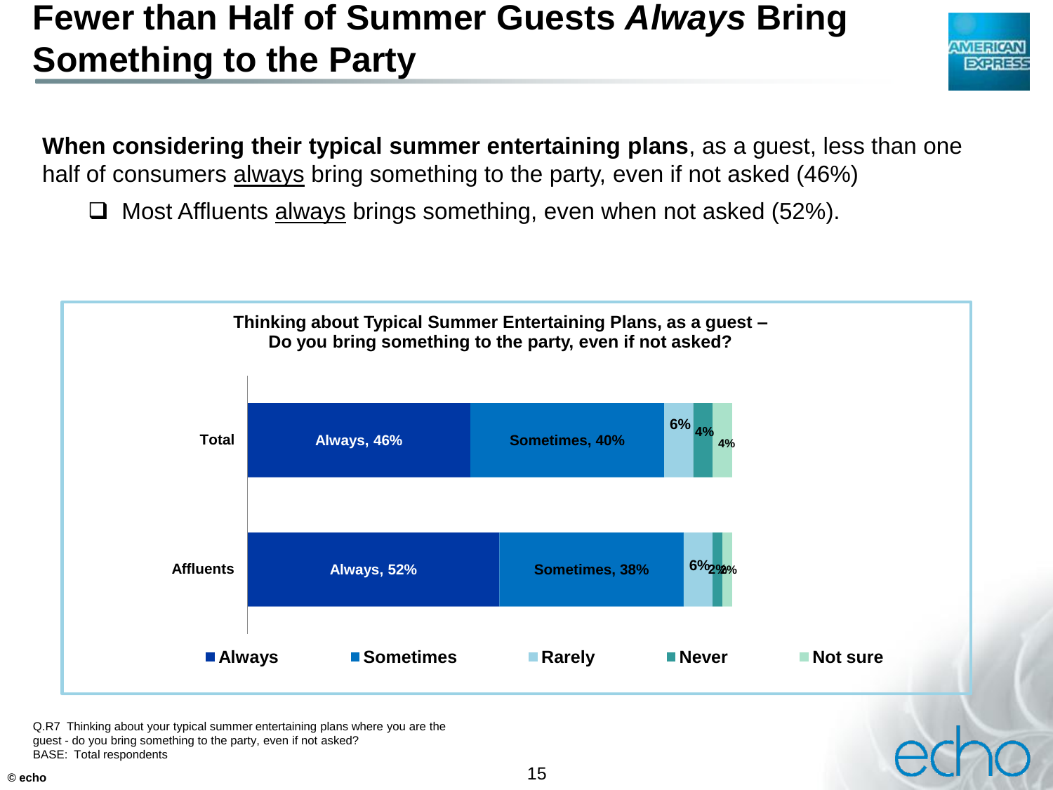# Fewer than Half of Summer Guests *Always* Bring Something to the Party

**When considering their typical summer entertaining plans**, as a guest, less than one half of consumers always bring something to the party, even if not asked (46%)

- Most Affluents always brings something, even when not asked (52%).

**Thinking about Typical Summer Entertaining Plans, as a guest – Do you bring something to the party, even if not asked?**

| | Always | Sometimes | Rarely | Never | Not sure |
|---|---|---|---|---|---|
| Total | 46% | 40% | 6% | 4% | 4% |
| Affluents | 52% | 38% | 6% | 2% | 2% |

Q.R7 Thinking about your typical summer entertaining plans where you are the guest - do you bring something to the party, even if not asked?
BASE: Total respondents

© echo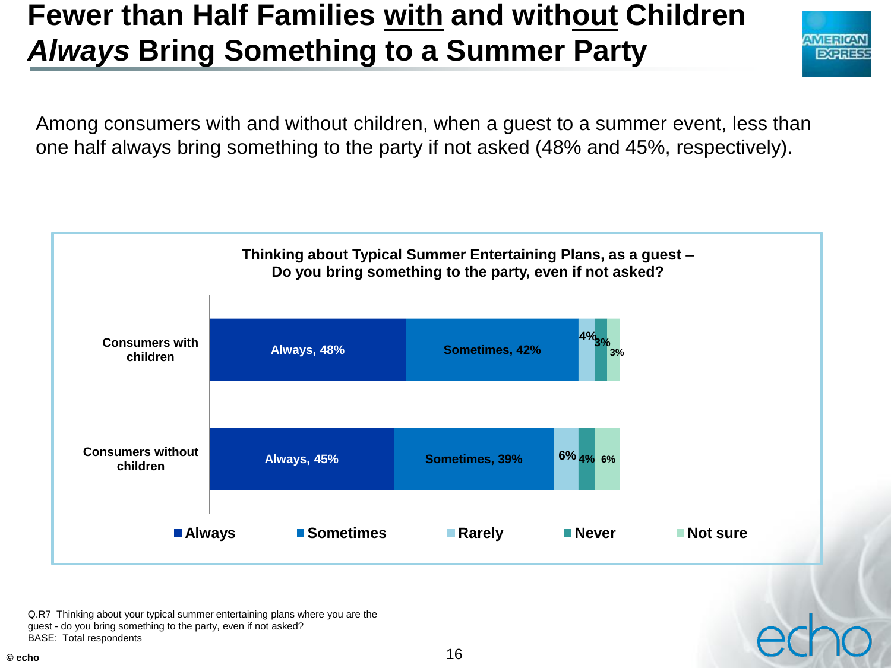# Fewer than Half Families <u>with</u> and with<u>out</u> Children *Always* Bring Something to a Summer Party

Among consumers with and without children, when a guest to a summer event, less than one half always bring something to the party if not asked (48% and 45%, respectively).

**Thinking about Typical Summer Entertaining Plans, as a guest – Do you bring something to the party, even if not asked?**

| | Always | Sometimes | Rarely | Never | Not sure |
|---|---|---|---|---|---|
| Consumers with children | 48% | 42% | 4% | 3% | 3% |
| Consumers without children | 45% | 39% | 6% | 4% | 6% |

Q.R7 Thinking about your typical summer entertaining plans where you are the guest - do you bring something to the party, even if not asked?
BASE: Total respondents

© echo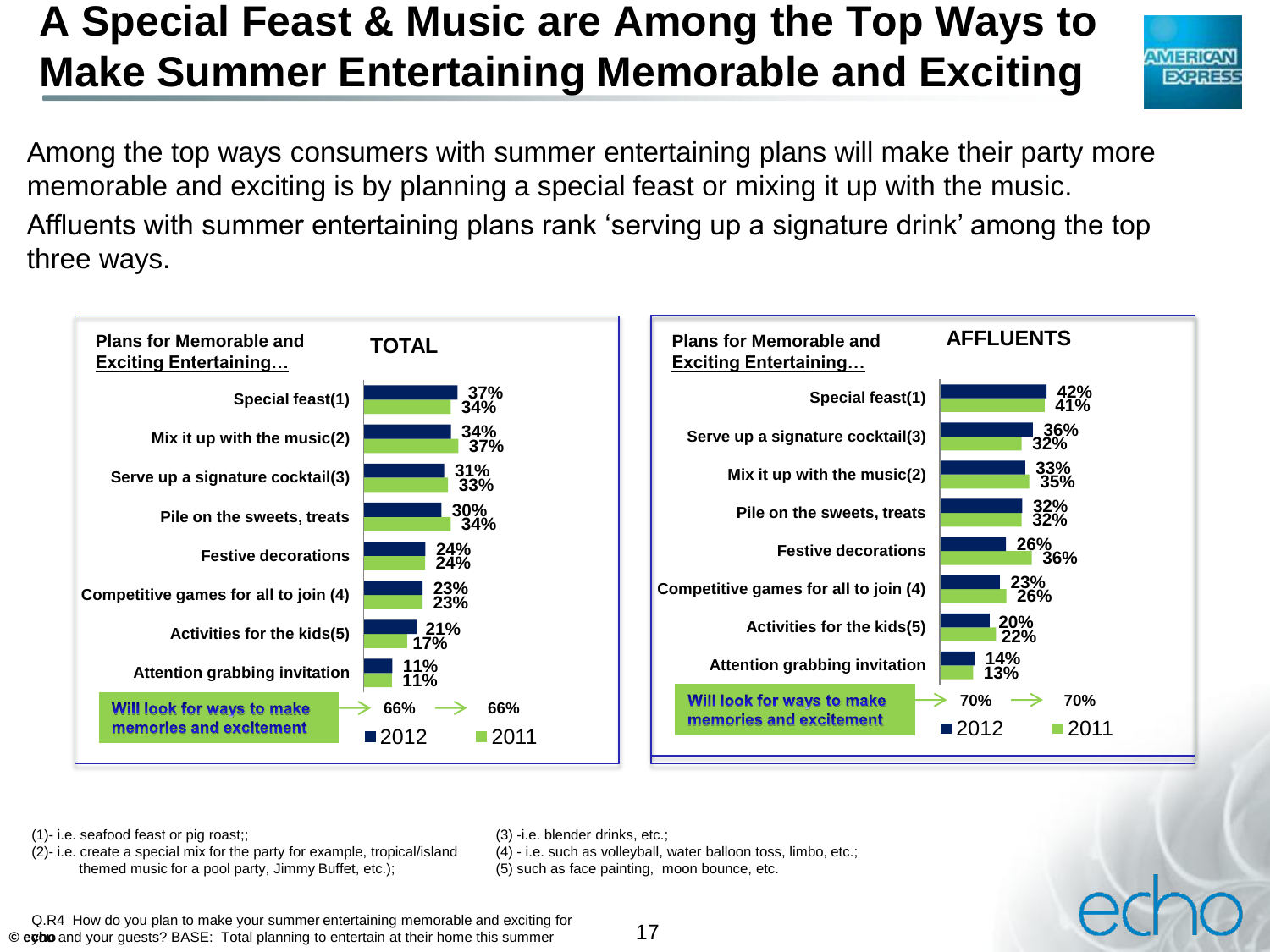# A Special Feast & Music are Among the Top Ways to Make Summer Entertaining Memorable and Exciting

Among the top ways consumers with summer entertaining plans will make their party more memorable and exciting is by planning a special feast or mixing it up with the music.

Affluents with summer entertaining plans rank 'serving up a signature drink' among the top three ways.

**TOTAL**

| Plans for Memorable and Exciting Entertaining… | 2012 | 2011 |
|---|---|---|
| Special feast(1) | 37% | 34% |
| Mix it up with the music(2) | 34% | 37% |
| Serve up a signature cocktail(3) | 31% | 33% |
| Pile on the sweets, treats | 30% | 34% |
| Festive decorations | 24% | 24% |
| Competitive games for all to join (4) | 23% | 23% |
| Activities for the kids(5) | 21% | 17% |
| Attention grabbing invitation | 11% | 11% |
| **Will look for ways to make memories and excitement** | 66% | 66% |

**AFFLUENTS**

| Plans for Memorable and Exciting Entertaining… | 2012 | 2011 |
|---|---|---|
| Special feast(1) | 42% | 41% |
| Serve up a signature cocktail(3) | 36% | 32% |
| Mix it up with the music(2) | 33% | 35% |
| Pile on the sweets, treats | 32% | 32% |
| Festive decorations | 26% | 36% |
| Competitive games for all to join (4) | 23% | 26% |
| Activities for the kids(5) | 20% | 22% |
| Attention grabbing invitation | 14% | 13% |
| **Will look for ways to make memories and excitement** | 70% | 70% |

(1)- i.e. seafood feast or pig roast;;
(2)- i.e. create a special mix for the party for example, tropical/island themed music for a pool party, Jimmy Buffet, etc.);
(3) -i.e. blender drinks, etc.;
(4) - i.e. such as volleyball, water balloon toss, limbo, etc.;
(5) such as face painting, moon bounce, etc.

Q.R4 How do you plan to make your summer entertaining memorable and exciting for you and your guests? BASE: Total planning to entertain at their home this summer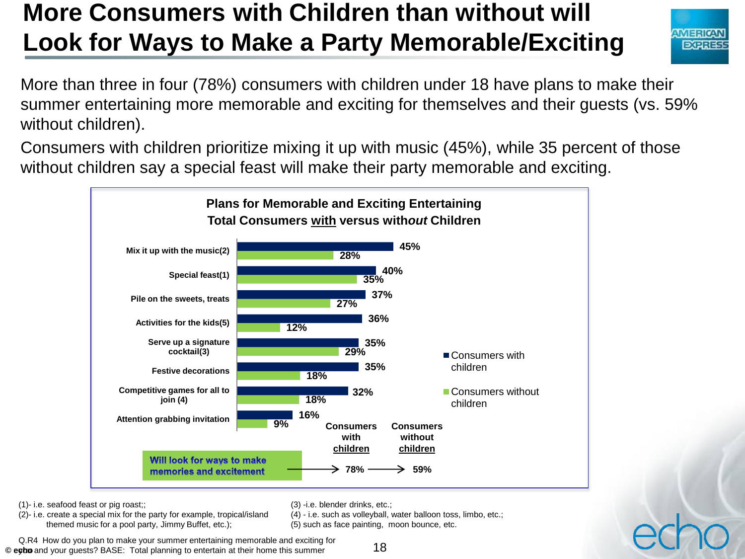# More Consumers with Children than without will Look for Ways to Make a Party Memorable/Exciting

More than three in four (78%) consumers with children under 18 have plans to make their summer entertaining more memorable and exciting for themselves and their guests (vs. 59% without children).

Consumers with children prioritize mixing it up with music (45%), while 35 percent of those without children say a special feast will make their party memorable and exciting.

**Plans for Memorable and Exciting Entertaining**
**Total Consumers with versus without Children**

Mix it up with the music(2) 45% 28%
Special feast(1) 40% 35%
Pile on the sweets, treats 37% 27%
Activities for the kids(5) 36% 12%
Serve up a signature cocktail(3) 35% 29%
Festive decorations 35% 18%
Competitive games for all to join (4) 32% 18%
Attention grabbing invitation 16% 9%

Consumers with children
Consumers without children

Will look for ways to make memories and excitement → Consumers with children 78% → Consumers without children 59%

(1)- i.e. seafood feast or pig roast;;
(2)- i.e. create a special mix for the party for example, tropical/island themed music for a pool party, Jimmy Buffet, etc.);
(3) -i.e. blender drinks, etc.;
(4) - i.e. such as volleyball, water balloon toss, limbo, etc.;
(5) such as face painting, moon bounce, etc.

Q.R4 How do you plan to make your summer entertaining memorable and exciting for you and your guests? BASE: Total planning to entertain at their home this summer

© echo